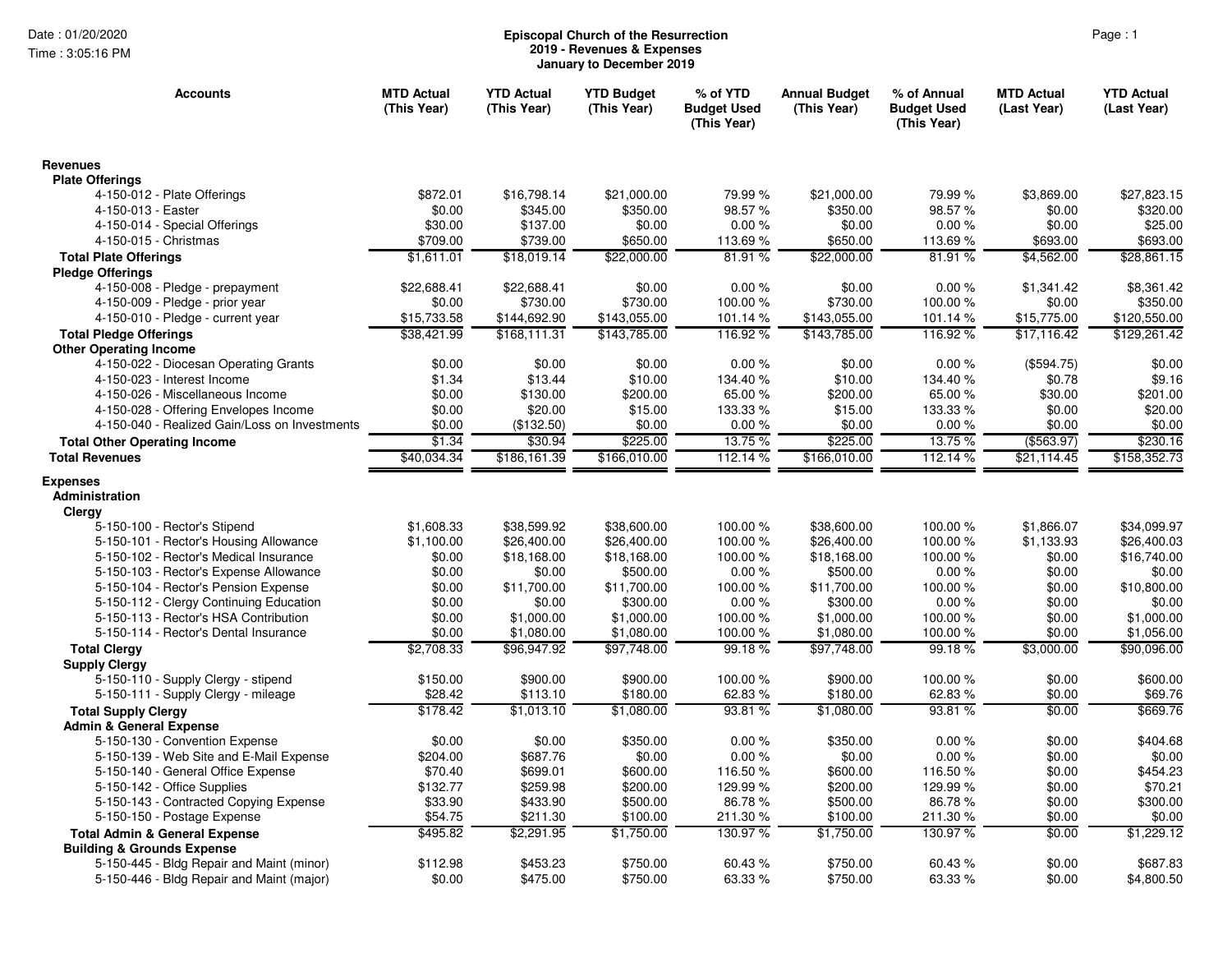**Episcopal Church of the Resurrection**
**2019 - Revenues & Expenses**
**January to December 2019**

Date : 01/20/2020
Time : 3:05:16 PM

| Accounts | MTD Actual (This Year) | YTD Actual (This Year) | YTD Budget (This Year) | % of YTD Budget Used (This Year) | Annual Budget (This Year) | % of Annual Budget Used (This Year) | MTD Actual (Last Year) | YTD Actual (Last Year) |
|---|---|---|---|---|---|---|---|---|
| **Revenues** | | | | | | | | |
| **Plate Offerings** | | | | | | | | |
| 4-150-012 - Plate Offerings | $872.01 | $16,798.14 | $21,000.00 | 79.99 % | $21,000.00 | 79.99 % | $3,869.00 | $27,823.15 |
| 4-150-013 - Easter | $0.00 | $345.00 | $350.00 | 98.57 % | $350.00 | 98.57 % | $0.00 | $320.00 |
| 4-150-014 - Special Offerings | $30.00 | $137.00 | $0.00 | 0.00 % | $0.00 | 0.00 % | $0.00 | $25.00 |
| 4-150-015 - Christmas | $709.00 | $739.00 | $650.00 | 113.69 % | $650.00 | 113.69 % | $693.00 | $693.00 |
| **Total Plate Offerings** | $1,611.01 | $18,019.14 | $22,000.00 | 81.91 % | $22,000.00 | 81.91 % | $4,562.00 | $28,861.15 |
| **Pledge Offerings** | | | | | | | | |
| 4-150-008 - Pledge - prepayment | $22,688.41 | $22,688.41 | $0.00 | 0.00 % | $0.00 | 0.00 % | $1,341.42 | $8,361.42 |
| 4-150-009 - Pledge - prior year | $0.00 | $730.00 | $730.00 | 100.00 % | $730.00 | 100.00 % | $0.00 | $350.00 |
| 4-150-010 - Pledge - current year | $15,733.58 | $144,692.90 | $143,055.00 | 101.14 % | $143,055.00 | 101.14 % | $15,775.00 | $120,550.00 |
| **Total Pledge Offerings** | $38,421.99 | $168,111.31 | $143,785.00 | 116.92 % | $143,785.00 | 116.92 % | $17,116.42 | $129,261.42 |
| **Other Operating Income** | | | | | | | | |
| 4-150-022 - Diocesan Operating Grants | $0.00 | $0.00 | $0.00 | 0.00 % | $0.00 | 0.00 % | ($594.75) | $0.00 |
| 4-150-023 - Interest Income | $1.34 | $13.44 | $10.00 | 134.40 % | $10.00 | 134.40 % | $0.78 | $9.16 |
| 4-150-026 - Miscellaneous Income | $0.00 | $130.00 | $200.00 | 65.00 % | $200.00 | 65.00 % | $30.00 | $201.00 |
| 4-150-028 - Offering Envelopes Income | $0.00 | $20.00 | $15.00 | 133.33 % | $15.00 | 133.33 % | $0.00 | $20.00 |
| 4-150-040 - Realized Gain/Loss on Investments | $0.00 | ($132.50) | $0.00 | 0.00 % | $0.00 | 0.00 % | $0.00 | $0.00 |
| **Total Other Operating Income** | $1.34 | $30.94 | $225.00 | 13.75 % | $225.00 | 13.75 % | ($563.97) | $230.16 |
| **Total Revenues** | $40,034.34 | $186,161.39 | $166,010.00 | 112.14 % | $166,010.00 | 112.14 % | $21,114.45 | $158,352.73 |
| **Expenses** | | | | | | | | |
| **Administration** | | | | | | | | |
| **Clergy** | | | | | | | | |
| 5-150-100 - Rector's Stipend | $1,608.33 | $38,599.92 | $38,600.00 | 100.00 % | $38,600.00 | 100.00 % | $1,866.07 | $34,099.97 |
| 5-150-101 - Rector's Housing Allowance | $1,100.00 | $26,400.00 | $26,400.00 | 100.00 % | $26,400.00 | 100.00 % | $1,133.93 | $26,400.03 |
| 5-150-102 - Rector's Medical Insurance | $0.00 | $18,168.00 | $18,168.00 | 100.00 % | $18,168.00 | 100.00 % | $0.00 | $16,740.00 |
| 5-150-103 - Rector's Expense Allowance | $0.00 | $0.00 | $500.00 | 0.00 % | $500.00 | 0.00 % | $0.00 | $0.00 |
| 5-150-104 - Rector's Pension Expense | $0.00 | $11,700.00 | $11,700.00 | 100.00 % | $11,700.00 | 100.00 % | $0.00 | $10,800.00 |
| 5-150-112 - Clergy Continuing Education | $0.00 | $0.00 | $300.00 | 0.00 % | $300.00 | 0.00 % | $0.00 | $0.00 |
| 5-150-113 - Rector's HSA Contribution | $0.00 | $1,000.00 | $1,000.00 | 100.00 % | $1,000.00 | 100.00 % | $0.00 | $1,000.00 |
| 5-150-114 - Rector's Dental Insurance | $0.00 | $1,080.00 | $1,080.00 | 100.00 % | $1,080.00 | 100.00 % | $0.00 | $1,056.00 |
| **Total Clergy** | $2,708.33 | $96,947.92 | $97,748.00 | 99.18 % | $97,748.00 | 99.18 % | $3,000.00 | $90,096.00 |
| **Supply Clergy** | | | | | | | | |
| 5-150-110 - Supply Clergy - stipend | $150.00 | $900.00 | $900.00 | 100.00 % | $900.00 | 100.00 % | $0.00 | $600.00 |
| 5-150-111 - Supply Clergy - mileage | $28.42 | $113.10 | $180.00 | 62.83 % | $180.00 | 62.83 % | $0.00 | $69.76 |
| **Total Supply Clergy** | $178.42 | $1,013.10 | $1,080.00 | 93.81 % | $1,080.00 | 93.81 % | $0.00 | $669.76 |
| **Admin & General Expense** | | | | | | | | |
| 5-150-130 - Convention Expense | $0.00 | $0.00 | $350.00 | 0.00 % | $350.00 | 0.00 % | $0.00 | $404.68 |
| 5-150-139 - Web Site and E-Mail Expense | $204.00 | $687.76 | $0.00 | 0.00 % | $0.00 | 0.00 % | $0.00 | $0.00 |
| 5-150-140 - General Office Expense | $70.40 | $699.01 | $600.00 | 116.50 % | $600.00 | 116.50 % | $0.00 | $454.23 |
| 5-150-142 - Office Supplies | $132.77 | $259.98 | $200.00 | 129.99 % | $200.00 | 129.99 % | $0.00 | $70.21 |
| 5-150-143 - Contracted Copying Expense | $33.90 | $433.90 | $500.00 | 86.78 % | $500.00 | 86.78 % | $0.00 | $300.00 |
| 5-150-150 - Postage Expense | $54.75 | $211.30 | $100.00 | 211.30 % | $100.00 | 211.30 % | $0.00 | $0.00 |
| **Total Admin & General Expense** | $495.82 | $2,291.95 | $1,750.00 | 130.97 % | $1,750.00 | 130.97 % | $0.00 | $1,229.12 |
| **Building & Grounds Expense** | | | | | | | | |
| 5-150-445 - Bldg Repair and Maint (minor) | $112.98 | $453.23 | $750.00 | 60.43 % | $750.00 | 60.43 % | $0.00 | $687.83 |
| 5-150-446 - Bldg Repair and Maint (major) | $0.00 | $475.00 | $750.00 | 63.33 % | $750.00 | 63.33 % | $0.00 | $4,800.50 |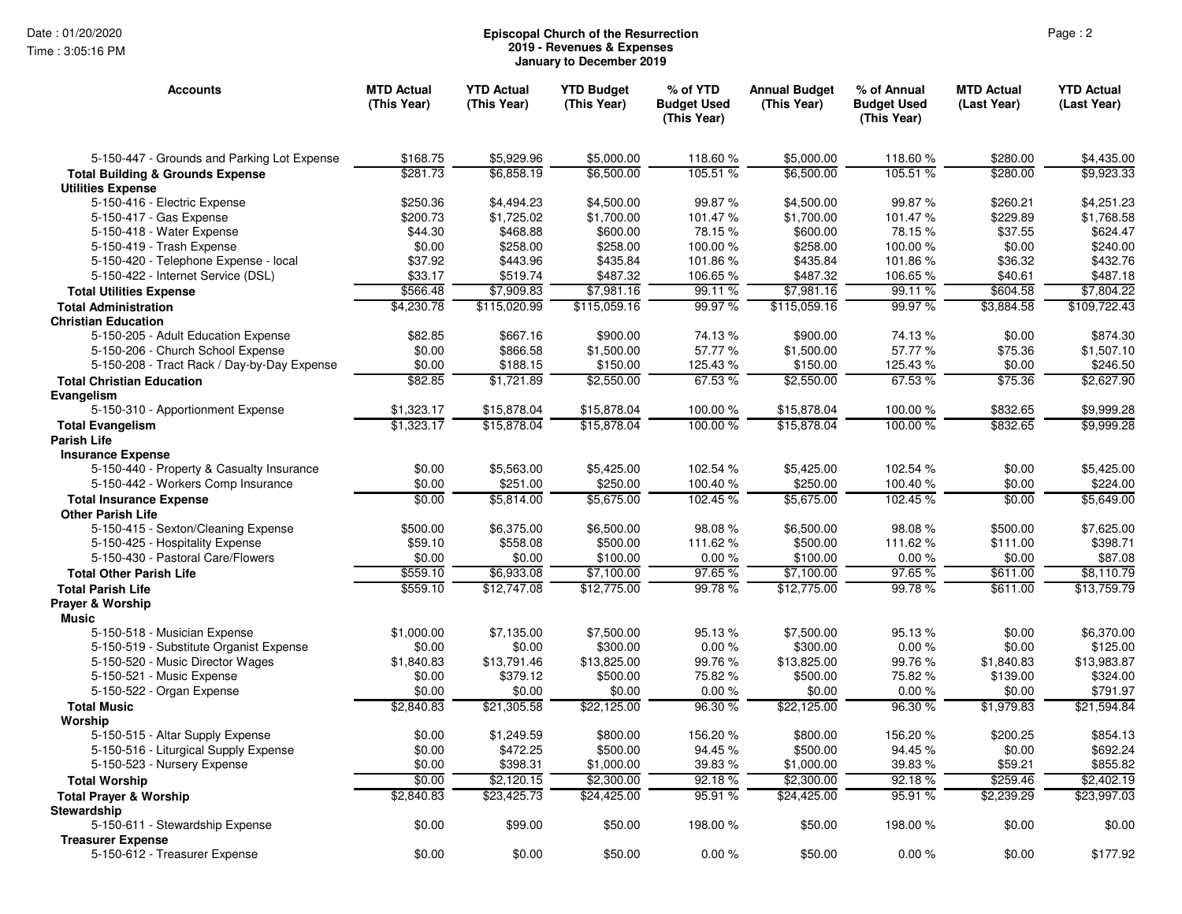**Episcopal Church of the Resurrection**
**2019 - Revenues & Expenses**
**January to December 2019**

| Accounts | MTD Actual (This Year) | YTD Actual (This Year) | YTD Budget (This Year) | % of YTD Budget Used (This Year) | Annual Budget (This Year) | % of Annual Budget Used (This Year) | MTD Actual (Last Year) | YTD Actual (Last Year) |
|---|---|---|---|---|---|---|---|---|
| 5-150-447 - Grounds and Parking Lot Expense | $168.75 | $5,929.96 | $5,000.00 | 118.60 % | $5,000.00 | 118.60 % | $280.00 | $4,435.00 |
| **Total Building & Grounds Expense** | $281.73 | $6,858.19 | $6,500.00 | 105.51 % | $6,500.00 | 105.51 % | $280.00 | $9,923.33 |
| **Utilities Expense** | | | | | | | | |
| 5-150-416 - Electric Expense | $250.36 | $4,494.23 | $4,500.00 | 99.87 % | $4,500.00 | 99.87 % | $260.21 | $4,251.23 |
| 5-150-417 - Gas Expense | $200.73 | $1,725.02 | $1,700.00 | 101.47 % | $1,700.00 | 101.47 % | $229.89 | $1,768.58 |
| 5-150-418 - Water Expense | $44.30 | $468.88 | $600.00 | 78.15 % | $600.00 | 78.15 % | $37.55 | $624.47 |
| 5-150-419 - Trash Expense | $0.00 | $258.00 | $258.00 | 100.00 % | $258.00 | 100.00 % | $0.00 | $240.00 |
| 5-150-420 - Telephone Expense - local | $37.92 | $443.96 | $435.84 | 101.86 % | $435.84 | 101.86 % | $36.32 | $432.76 |
| 5-150-422 - Internet Service (DSL) | $33.17 | $519.74 | $487.32 | 106.65 % | $487.32 | 106.65 % | $40.61 | $487.18 |
| **Total Utilities Expense** | $566.48 | $7,909.83 | $7,981.16 | 99.11 % | $7,981.16 | 99.11 % | $604.58 | $7,804.22 |
| **Total Administration** | $4,230.78 | $115,020.99 | $115,059.16 | 99.97 % | $115,059.16 | 99.97 % | $3,884.58 | $109,722.43 |
| **Christian Education** | | | | | | | | |
| 5-150-205 - Adult Education Expense | $82.85 | $667.16 | $900.00 | 74.13 % | $900.00 | 74.13 % | $0.00 | $874.30 |
| 5-150-206 - Church School Expense | $0.00 | $866.58 | $1,500.00 | 57.77 % | $1,500.00 | 57.77 % | $75.36 | $1,507.10 |
| 5-150-208 - Tract Rack / Day-by-Day Expense | $0.00 | $188.15 | $150.00 | 125.43 % | $150.00 | 125.43 % | $0.00 | $246.50 |
| **Total Christian Education** | $82.85 | $1,721.89 | $2,550.00 | 67.53 % | $2,550.00 | 67.53 % | $75.36 | $2,627.90 |
| **Evangelism** | | | | | | | | |
| 5-150-310 - Apportionment Expense | $1,323.17 | $15,878.04 | $15,878.04 | 100.00 % | $15,878.04 | 100.00 % | $832.65 | $9,999.28 |
| **Total Evangelism** | $1,323.17 | $15,878.04 | $15,878.04 | 100.00 % | $15,878.04 | 100.00 % | $832.65 | $9,999.28 |
| **Parish Life** | | | | | | | | |
| **Insurance Expense** | | | | | | | | |
| 5-150-440 - Property & Casualty Insurance | $0.00 | $5,563.00 | $5,425.00 | 102.54 % | $5,425.00 | 102.54 % | $0.00 | $5,425.00 |
| 5-150-442 - Workers Comp Insurance | $0.00 | $251.00 | $250.00 | 100.40 % | $250.00 | 100.40 % | $0.00 | $224.00 |
| **Total Insurance Expense** | $0.00 | $5,814.00 | $5,675.00 | 102.45 % | $5,675.00 | 102.45 % | $0.00 | $5,649.00 |
| **Other Parish Life** | | | | | | | | |
| 5-150-415 - Sexton/Cleaning Expense | $500.00 | $6,375.00 | $6,500.00 | 98.08 % | $6,500.00 | 98.08 % | $500.00 | $7,625.00 |
| 5-150-425 - Hospitality Expense | $59.10 | $558.08 | $500.00 | 111.62 % | $500.00 | 111.62 % | $111.00 | $398.71 |
| 5-150-430 - Pastoral Care/Flowers | $0.00 | $0.00 | $100.00 | 0.00 % | $100.00 | 0.00 % | $0.00 | $87.08 |
| **Total Other Parish Life** | $559.10 | $6,933.08 | $7,100.00 | 97.65 % | $7,100.00 | 97.65 % | $611.00 | $8,110.79 |
| **Total Parish Life** | $559.10 | $12,747.08 | $12,775.00 | 99.78 % | $12,775.00 | 99.78 % | $611.00 | $13,759.79 |
| **Prayer & Worship** | | | | | | | | |
| **Music** | | | | | | | | |
| 5-150-518 - Musician Expense | $1,000.00 | $7,135.00 | $7,500.00 | 95.13 % | $7,500.00 | 95.13 % | $0.00 | $6,370.00 |
| 5-150-519 - Substitute Organist Expense | $0.00 | $0.00 | $300.00 | 0.00 % | $300.00 | 0.00 % | $0.00 | $125.00 |
| 5-150-520 - Music Director Wages | $1,840.83 | $13,791.46 | $13,825.00 | 99.76 % | $13,825.00 | 99.76 % | $1,840.83 | $13,983.87 |
| 5-150-521 - Music Expense | $0.00 | $379.12 | $500.00 | 75.82 % | $500.00 | 75.82 % | $139.00 | $324.00 |
| 5-150-522 - Organ Expense | $0.00 | $0.00 | $0.00 | 0.00 % | $0.00 | 0.00 % | $0.00 | $791.97 |
| **Total Music** | $2,840.83 | $21,305.58 | $22,125.00 | 96.30 % | $22,125.00 | 96.30 % | $1,979.83 | $21,594.84 |
| **Worship** | | | | | | | | |
| 5-150-515 - Altar Supply Expense | $0.00 | $1,249.59 | $800.00 | 156.20 % | $800.00 | 156.20 % | $200.25 | $854.13 |
| 5-150-516 - Liturgical Supply Expense | $0.00 | $472.25 | $500.00 | 94.45 % | $500.00 | 94.45 % | $0.00 | $692.24 |
| 5-150-523 - Nursery Expense | $0.00 | $398.31 | $1,000.00 | 39.83 % | $1,000.00 | 39.83 % | $59.21 | $855.82 |
| **Total Worship** | $0.00 | $2,120.15 | $2,300.00 | 92.18 % | $2,300.00 | 92.18 % | $259.46 | $2,402.19 |
| **Total Prayer & Worship** | $2,840.83 | $23,425.73 | $24,425.00 | 95.91 % | $24,425.00 | 95.91 % | $2,239.29 | $23,997.03 |
| **Stewardship** | | | | | | | | |
| 5-150-611 - Stewardship Expense | $0.00 | $99.00 | $50.00 | 198.00 % | $50.00 | 198.00 % | $0.00 | $0.00 |
| **Treasurer Expense** | | | | | | | | |
| 5-150-612 - Treasurer Expense | $0.00 | $0.00 | $50.00 | 0.00 % | $50.00 | 0.00 % | $0.00 | $177.92 |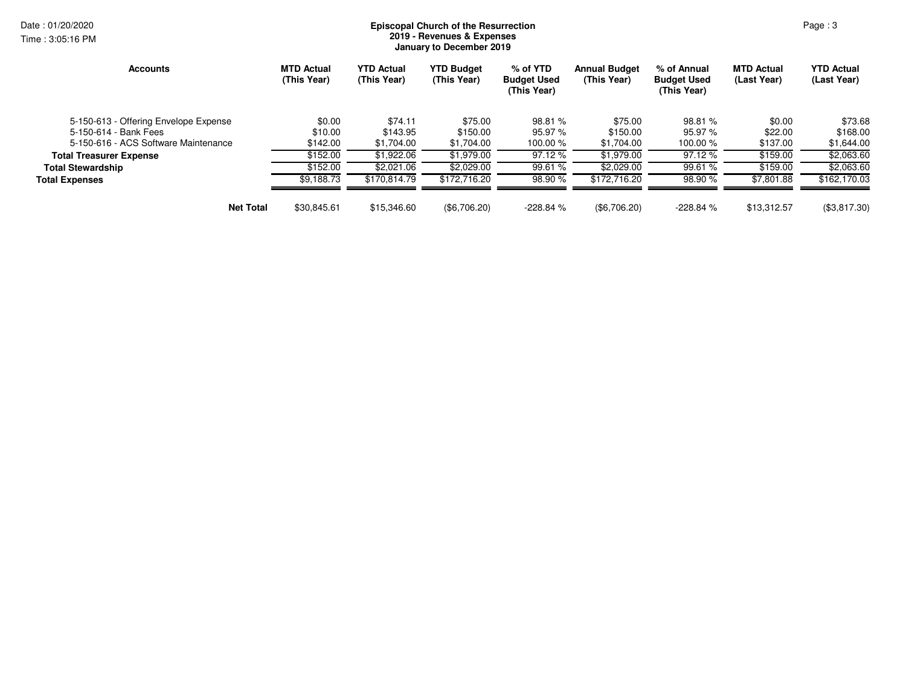**Episcopal Church of the Resurrection**
**2019 - Revenues & Expenses**
**January to December 2019**

| Accounts | MTD Actual (This Year) | YTD Actual (This Year) | YTD Budget (This Year) | % of YTD Budget Used (This Year) | Annual Budget (This Year) | % of Annual Budget Used (This Year) | MTD Actual (Last Year) | YTD Actual (Last Year) |
|---|---|---|---|---|---|---|---|---|
| 5-150-613 - Offering Envelope Expense | $0.00 | $74.11 | $75.00 | 98.81 % | $75.00 | 98.81 % | $0.00 | $73.68 |
| 5-150-614 - Bank Fees | $10.00 | $143.95 | $150.00 | 95.97 % | $150.00 | 95.97 % | $22.00 | $168.00 |
| 5-150-616 - ACS Software Maintenance | $142.00 | $1,704.00 | $1,704.00 | 100.00 % | $1,704.00 | 100.00 % | $137.00 | $1,644.00 |
| **Total Treasurer Expense** | $152.00 | $1,922.06 | $1,979.00 | 97.12 % | $1,979.00 | 97.12 % | $159.00 | $2,063.60 |
| **Total Stewardship** | $152.00 | $2,021.06 | $2,029.00 | 99.61 % | $2,029.00 | 99.61 % | $159.00 | $2,063.60 |
| **Total Expenses** | $9,188.73 | $170,814.79 | $172,716.20 | 98.90 % | $172,716.20 | 98.90 % | $7,801.88 | $162,170.03 |
| **Net Total** | $30,845.61 | $15,346.60 | ($6,706.20) | -228.84 % | ($6,706.20) | -228.84 % | $13,312.57 | ($3,817.30) |